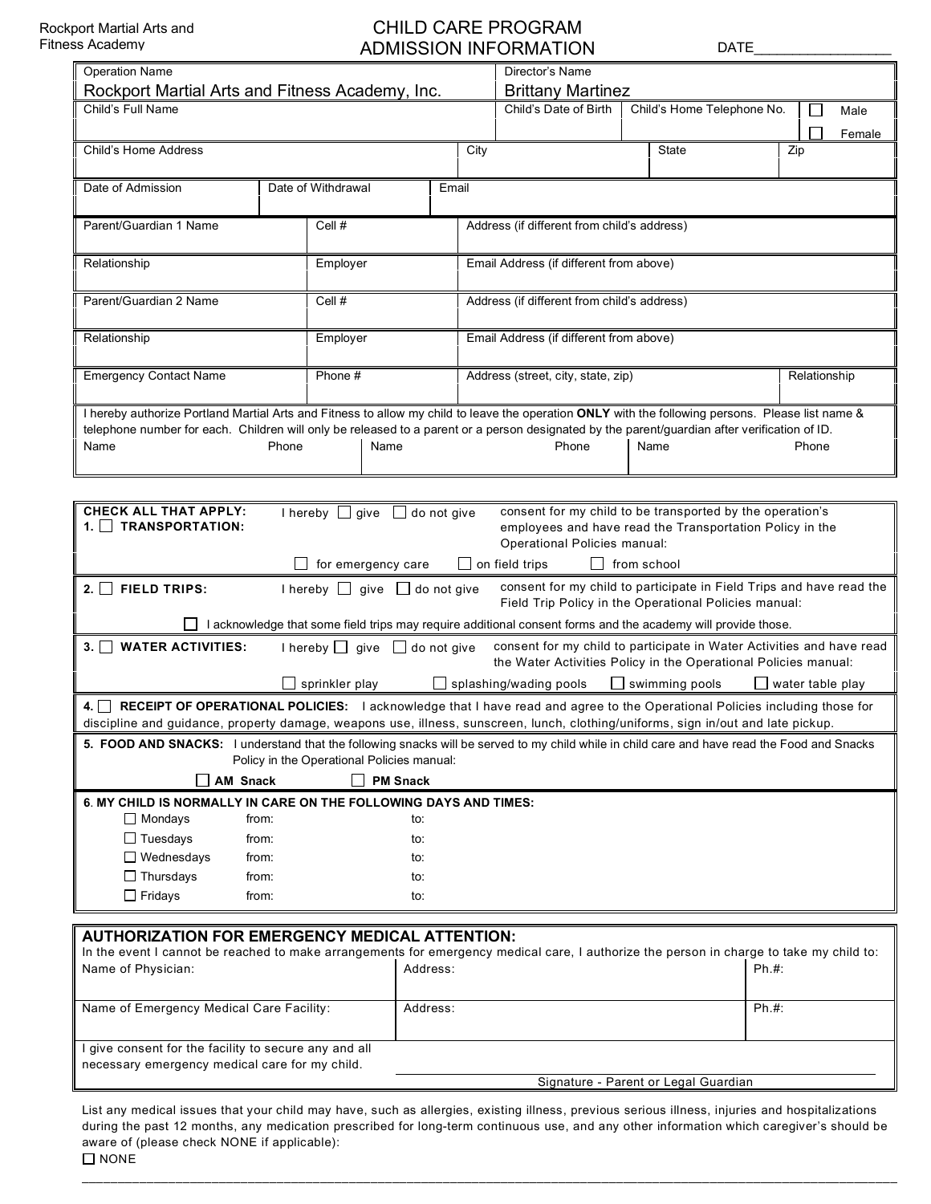Rockport Martial Arts and Fitness Academy

# CHILD CARE PROGRAM ADMISSION INFORMATION

DATE________________

| Operation Name | | | | Director's Name | | |
|---|---|---|---|---|---|---|
| Rockport Martial Arts and Fitness Academy, Inc. | | | | Brittany Martinez | | |
| Child's Full Name | | | | Child's Date of Birth | Child's Home Telephone No. | ☐ Male ☐ Female |
| Child's Home Address | | | City | | State | Zip |
| Date of Admission | Date of Withdrawal | Email | | | | |
| Parent/Guardian 1 Name | Cell # | Address (if different from child's address) | | | | |
| Relationship | Employer | Email Address (if different from above) | | | | |
| Parent/Guardian 2 Name | Cell # | Address (if different from child's address) | | | | |
| Relationship | Employer | Email Address (if different from above) | | | | |
| Emergency Contact Name | Phone # | Address (street, city, state, zip) | | | | Relationship |

I hereby authorize Portland Martial Arts and Fitness to allow my child to leave the operation **ONLY** with the following persons. Please list name & telephone number for each. Children will only be released to a parent or a person designated by the parent/guardian after verification of ID.

| Name | Phone | Name | Phone | Name | Phone |
|---|---|---|---|---|---|
| | | | | | |

**CHECK ALL THAT APPLY:**

**1. ☐ TRANSPORTATION:** I hereby ☐ give ☐ do not give consent for my child to be transported by the operation's employees and have read the Transportation Policy in the Operational Policies manual:

☐ for emergency care ☐ on field trips ☐ from school

**2. ☐ FIELD TRIPS:** I hereby ☐ give ☐ do not give consent for my child to participate in Field Trips and have read the Field Trip Policy in the Operational Policies manual:

☐ I acknowledge that some field trips may require additional consent forms and the academy will provide those.

**3. ☐ WATER ACTIVITIES:** I hereby ☐ give ☐ do not give consent for my child to participate in Water Activities and have read the Water Activities Policy in the Operational Policies manual:

☐ sprinkler play ☐ splashing/wading pools ☐ swimming pools ☐ water table play

**4. ☐ RECEIPT OF OPERATIONAL POLICIES:** I acknowledge that I have read and agree to the Operational Policies including those for discipline and guidance, property damage, weapons use, illness, sunscreen, lunch, clothing/uniforms, sign in/out and late pickup.

**5. FOOD AND SNACKS:** I understand that the following snacks will be served to my child while in child care and have read the Food and Snacks Policy in the Operational Policies manual:

☐ **AM Snack** ☐ **PM Snack**

**6. MY CHILD IS NORMALLY IN CARE ON THE FOLLOWING DAYS AND TIMES:**

| Day | from: | to: |
|---|---|---|
| ☐ Mondays | | |
| ☐ Tuesdays | | |
| ☐ Wednesdays | | |
| ☐ Thursdays | | |
| ☐ Fridays | | |

## AUTHORIZATION FOR EMERGENCY MEDICAL ATTENTION:

In the event I cannot be reached to make arrangements for emergency medical care, I authorize the person in charge to take my child to:

| Name of Physician: | Address: | Ph.#: |
|---|---|---|
| Name of Emergency Medical Care Facility: | Address: | Ph.#: |

I give consent for the facility to secure any and all necessary emergency medical care for my child.

______________________________
Signature - Parent or Legal Guardian

List any medical issues that your child may have, such as allergies, existing illness, previous serious illness, injuries and hospitalizations during the past 12 months, any medication prescribed for long-term continuous use, and any other information which caregiver's should be aware of (please check NONE if applicable):

☐ NONE

______________________________________________________________________________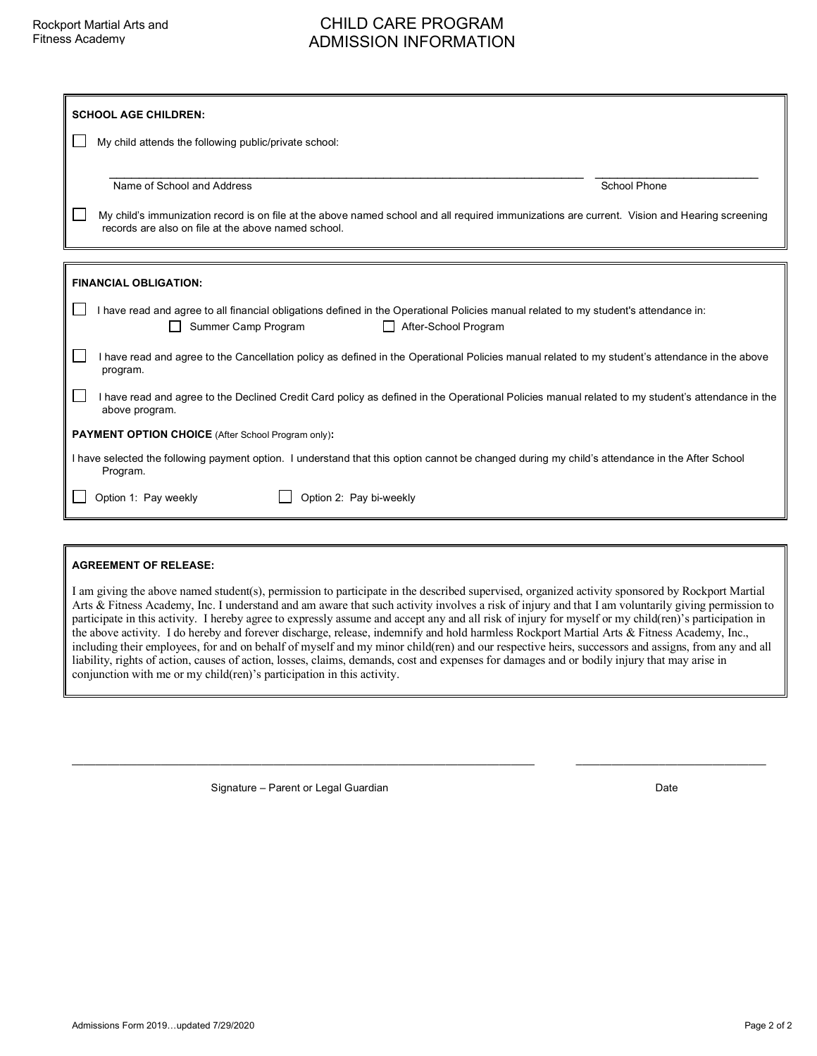Rockport Martial Arts and Fitness Academy

# CHILD CARE PROGRAM ADMISSION INFORMATION

**SCHOOL AGE CHILDREN:**

☐ My child attends the following public/private school:

_______________________________________________ _______________________

Name of School and Address — School Phone

☐ My child's immunization record is on file at the above named school and all required immunizations are current. Vision and Hearing screening records are also on file at the above named school.

**FINANCIAL OBLIGATION:**

☐ I have read and agree to all financial obligations defined in the Operational Policies manual related to my student's attendance in:

☐ Summer Camp Program ☐ After-School Program

☐ I have read and agree to the Cancellation policy as defined in the Operational Policies manual related to my student's attendance in the above program.

☐ I have read and agree to the Declined Credit Card policy as defined in the Operational Policies manual related to my student's attendance in the above program.

**PAYMENT OPTION CHOICE** (After School Program only)**:**

I have selected the following payment option. I understand that this option cannot be changed during my child's attendance in the After School Program.

☐ Option 1: Pay weekly ☐ Option 2: Pay bi-weekly

**AGREEMENT OF RELEASE:**

I am giving the above named student(s), permission to participate in the described supervised, organized activity sponsored by Rockport Martial Arts & Fitness Academy, Inc. I understand and am aware that such activity involves a risk of injury and that I am voluntarily giving permission to participate in this activity. I hereby agree to expressly assume and accept any and all risk of injury for myself or my child(ren)'s participation in the above activity. I do hereby and forever discharge, release, indemnify and hold harmless Rockport Martial Arts & Fitness Academy, Inc., including their employees, for and on behalf of myself and my minor child(ren) and our respective heirs, successors and assigns, from any and all liability, rights of action, causes of action, losses, claims, demands, cost and expenses for damages and or bodily injury that may arise in conjunction with me or my child(ren)'s participation in this activity.

_______________________________________________ _______________________

Signature – Parent or Legal Guardian — Date

Admissions Form 2019…updated 7/29/2020